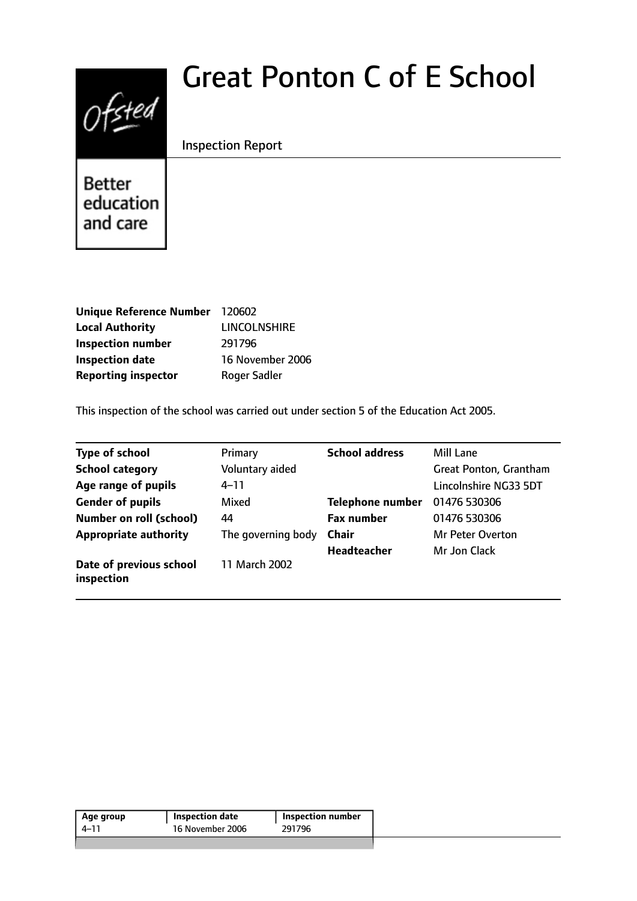# Great Ponton C of E School

Inspection Report

| | |
|---|---|
| **Unique Reference Number** | 120602 |
| **Local Authority** | LINCOLNSHIRE |
| **Inspection number** | 291796 |
| **Inspection date** | 16 November 2006 |
| **Reporting inspector** | Roger Sadler |

This inspection of the school was carried out under section 5 of the Education Act 2005.

| | | | |
|---|---|---|---|
| **Type of school** | Primary | **School address** | Mill Lane |
| **School category** | Voluntary aided | | Great Ponton, Grantham |
| **Age range of pupils** | 4–11 | | Lincolnshire NG33 5DT |
| **Gender of pupils** | Mixed | **Telephone number** | 01476 530306 |
| **Number on roll (school)** | 44 | **Fax number** | 01476 530306 |
| **Appropriate authority** | The governing body | **Chair** | Mr Peter Overton |
| | | **Headteacher** | Mr Jon Clack |
| **Date of previous school inspection** | 11 March 2002 | | |

| Age group | Inspection date | Inspection number |
|---|---|---|
| 4–11 | 16 November 2006 | 291796 |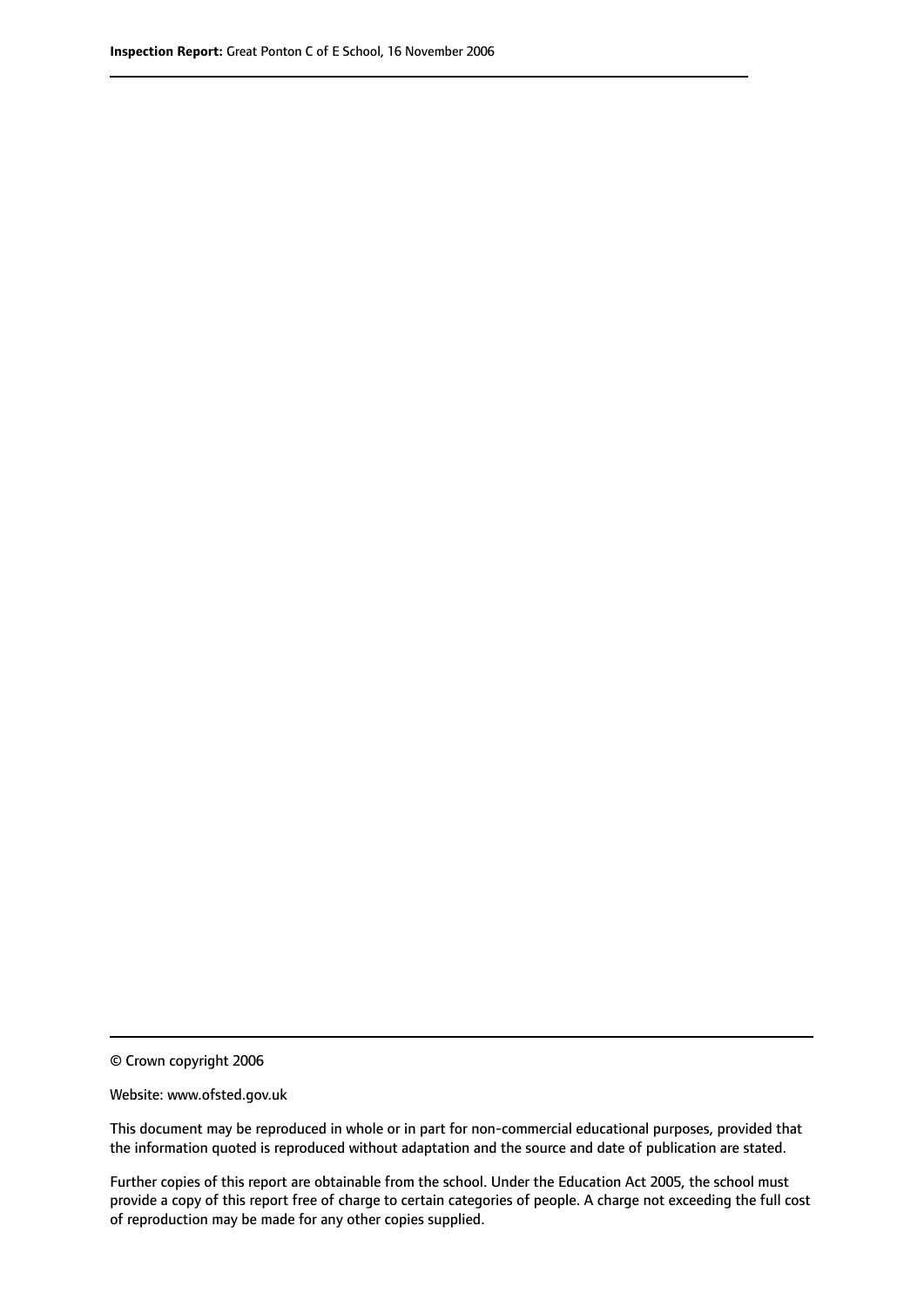© Crown copyright 2006

Website: www.ofsted.gov.uk

This document may be reproduced in whole or in part for non-commercial educational purposes, provided that the information quoted is reproduced without adaptation and the source and date of publication are stated.

Further copies of this report are obtainable from the school. Under the Education Act 2005, the school must provide a copy of this report free of charge to certain categories of people. A charge not exceeding the full cost of reproduction may be made for any other copies supplied.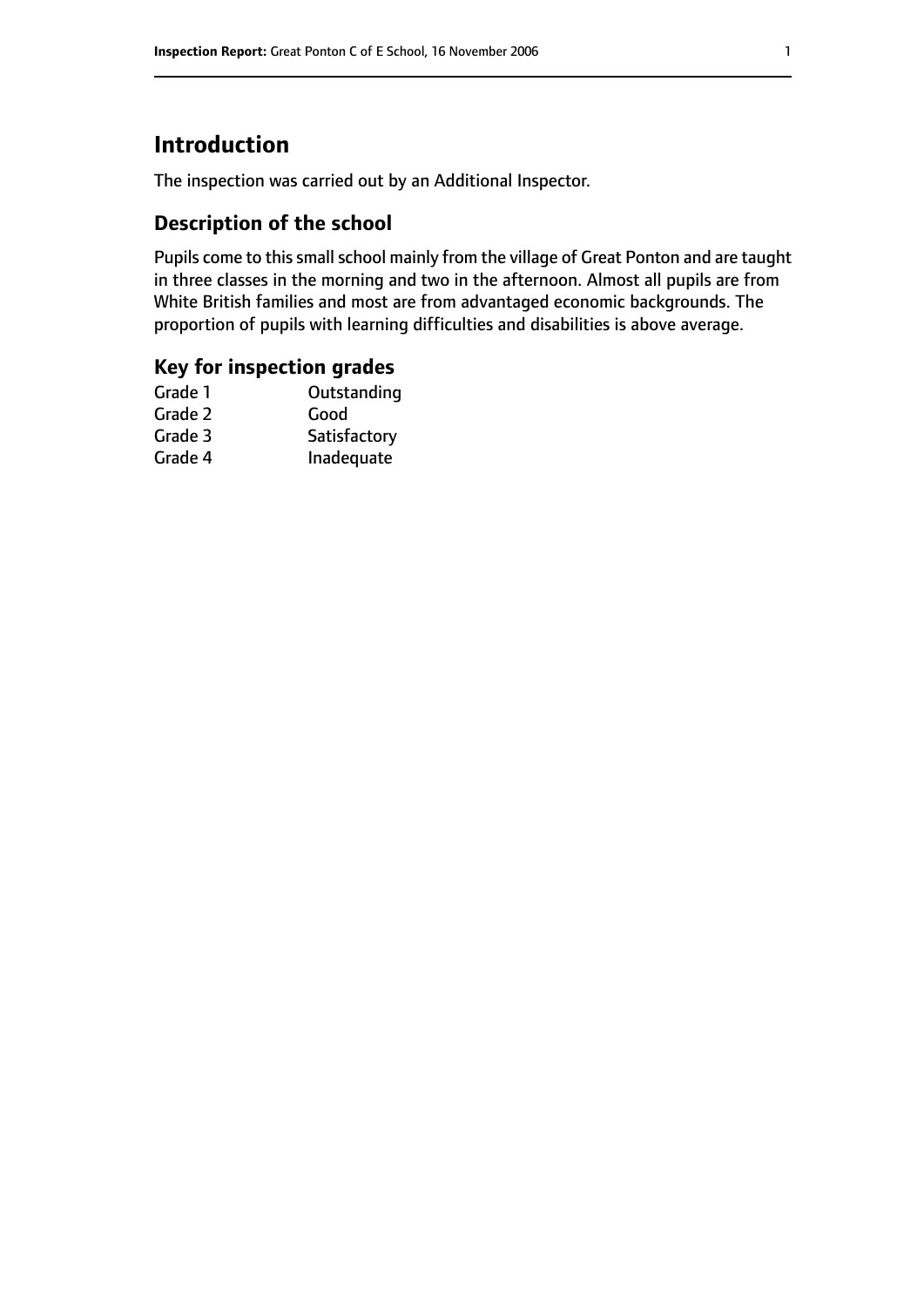# Introduction

The inspection was carried out by an Additional Inspector.

## Description of the school

Pupils come to this small school mainly from the village of Great Ponton and are taught in three classes in the morning and two in the afternoon. Almost all pupils are from White British families and most are from advantaged economic backgrounds. The proportion of pupils with learning difficulties and disabilities is above average.

## Key for inspection grades

| | |
|---|---|
| Grade 1 | Outstanding |
| Grade 2 | Good |
| Grade 3 | Satisfactory |
| Grade 4 | Inadequate |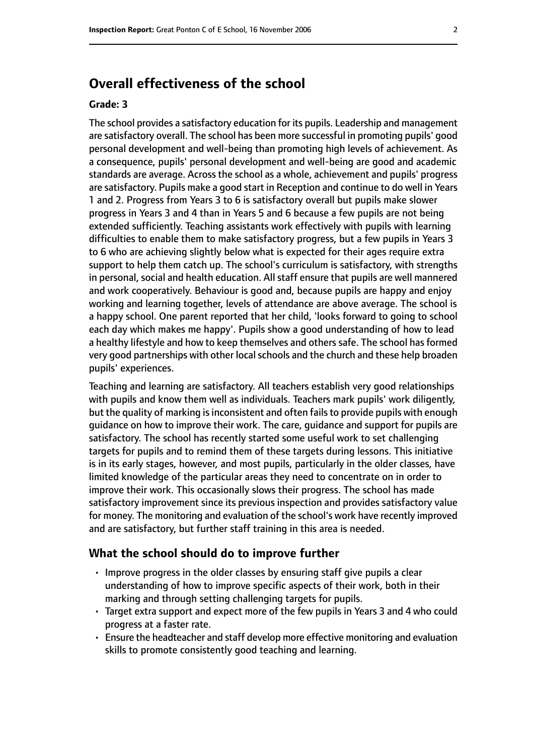## Overall effectiveness of the school

#### Grade: 3

The school provides a satisfactory education for its pupils. Leadership and management are satisfactory overall. The school has been more successful in promoting pupils' good personal development and well-being than promoting high levels of achievement. As a consequence, pupils' personal development and well-being are good and academic standards are average. Across the school as a whole, achievement and pupils' progress are satisfactory. Pupils make a good start in Reception and continue to do well in Years 1 and 2. Progress from Years 3 to 6 is satisfactory overall but pupils make slower progress in Years 3 and 4 than in Years 5 and 6 because a few pupils are not being extended sufficiently. Teaching assistants work effectively with pupils with learning difficulties to enable them to make satisfactory progress, but a few pupils in Years 3 to 6 who are achieving slightly below what is expected for their ages require extra support to help them catch up. The school's curriculum is satisfactory, with strengths in personal, social and health education. All staff ensure that pupils are well mannered and work cooperatively. Behaviour is good and, because pupils are happy and enjoy working and learning together, levels of attendance are above average. The school is a happy school. One parent reported that her child, 'looks forward to going to school each day which makes me happy'. Pupils show a good understanding of how to lead a healthy lifestyle and how to keep themselves and others safe. The school has formed very good partnerships with other local schools and the church and these help broaden pupils' experiences.

Teaching and learning are satisfactory. All teachers establish very good relationships with pupils and know them well as individuals. Teachers mark pupils' work diligently, but the quality of marking is inconsistent and often fails to provide pupils with enough guidance on how to improve their work. The care, guidance and support for pupils are satisfactory. The school has recently started some useful work to set challenging targets for pupils and to remind them of these targets during lessons. This initiative is in its early stages, however, and most pupils, particularly in the older classes, have limited knowledge of the particular areas they need to concentrate on in order to improve their work. This occasionally slows their progress. The school has made satisfactory improvement since its previous inspection and provides satisfactory value for money. The monitoring and evaluation of the school's work have recently improved and are satisfactory, but further staff training in this area is needed.

### What the school should do to improve further

- Improve progress in the older classes by ensuring staff give pupils a clear understanding of how to improve specific aspects of their work, both in their marking and through setting challenging targets for pupils.
- Target extra support and expect more of the few pupils in Years 3 and 4 who could progress at a faster rate.
- Ensure the headteacher and staff develop more effective monitoring and evaluation skills to promote consistently good teaching and learning.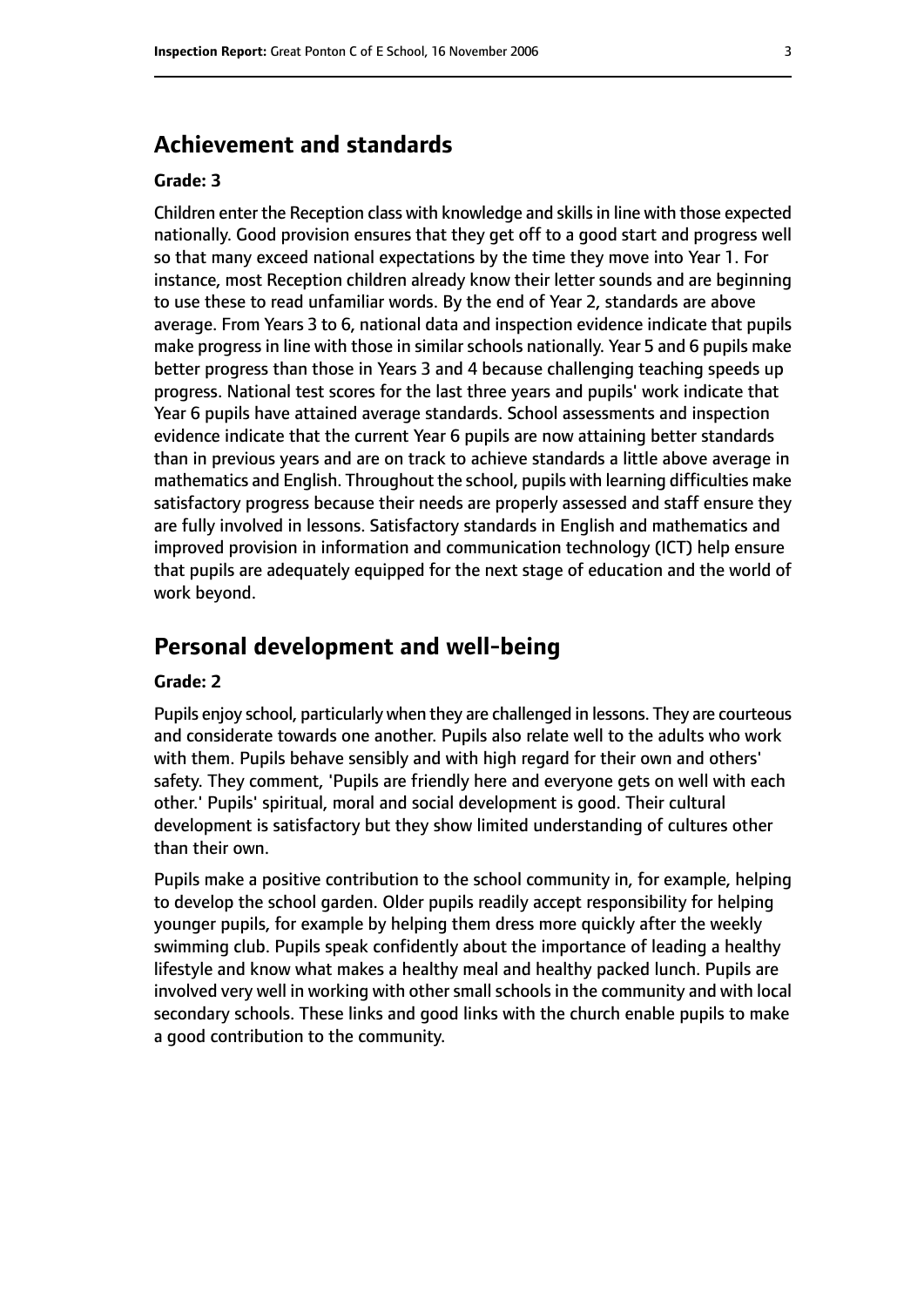## Achievement and standards

**Grade: 3**

Children enter the Reception class with knowledge and skills in line with those expected nationally. Good provision ensures that they get off to a good start and progress well so that many exceed national expectations by the time they move into Year 1. For instance, most Reception children already know their letter sounds and are beginning to use these to read unfamiliar words. By the end of Year 2, standards are above average. From Years 3 to 6, national data and inspection evidence indicate that pupils make progress in line with those in similar schools nationally. Year 5 and 6 pupils make better progress than those in Years 3 and 4 because challenging teaching speeds up progress. National test scores for the last three years and pupils' work indicate that Year 6 pupils have attained average standards. School assessments and inspection evidence indicate that the current Year 6 pupils are now attaining better standards than in previous years and are on track to achieve standards a little above average in mathematics and English. Throughout the school, pupils with learning difficulties make satisfactory progress because their needs are properly assessed and staff ensure they are fully involved in lessons. Satisfactory standards in English and mathematics and improved provision in information and communication technology (ICT) help ensure that pupils are adequately equipped for the next stage of education and the world of work beyond.

## Personal development and well-being

**Grade: 2**

Pupils enjoy school, particularly when they are challenged in lessons. They are courteous and considerate towards one another. Pupils also relate well to the adults who work with them. Pupils behave sensibly and with high regard for their own and others' safety. They comment, 'Pupils are friendly here and everyone gets on well with each other.' Pupils' spiritual, moral and social development is good. Their cultural development is satisfactory but they show limited understanding of cultures other than their own.

Pupils make a positive contribution to the school community in, for example, helping to develop the school garden. Older pupils readily accept responsibility for helping younger pupils, for example by helping them dress more quickly after the weekly swimming club. Pupils speak confidently about the importance of leading a healthy lifestyle and know what makes a healthy meal and healthy packed lunch. Pupils are involved very well in working with other small schools in the community and with local secondary schools. These links and good links with the church enable pupils to make a good contribution to the community.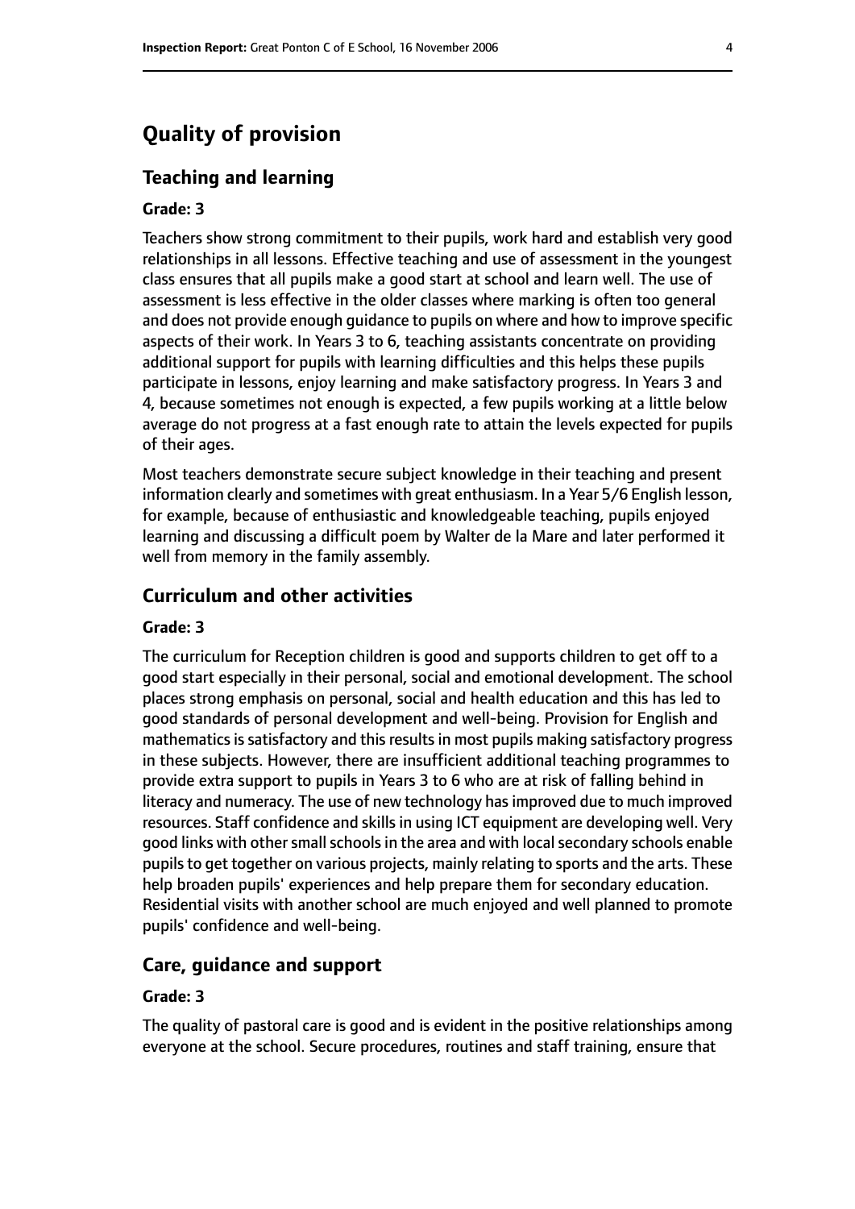# Quality of provision

## Teaching and learning

### Grade: 3

Teachers show strong commitment to their pupils, work hard and establish very good relationships in all lessons. Effective teaching and use of assessment in the youngest class ensures that all pupils make a good start at school and learn well. The use of assessment is less effective in the older classes where marking is often too general and does not provide enough guidance to pupils on where and how to improve specific aspects of their work. In Years 3 to 6, teaching assistants concentrate on providing additional support for pupils with learning difficulties and this helps these pupils participate in lessons, enjoy learning and make satisfactory progress. In Years 3 and 4, because sometimes not enough is expected, a few pupils working at a little below average do not progress at a fast enough rate to attain the levels expected for pupils of their ages.

Most teachers demonstrate secure subject knowledge in their teaching and present information clearly and sometimes with great enthusiasm. In a Year 5/6 English lesson, for example, because of enthusiastic and knowledgeable teaching, pupils enjoyed learning and discussing a difficult poem by Walter de la Mare and later performed it well from memory in the family assembly.

## Curriculum and other activities

### Grade: 3

The curriculum for Reception children is good and supports children to get off to a good start especially in their personal, social and emotional development. The school places strong emphasis on personal, social and health education and this has led to good standards of personal development and well-being. Provision for English and mathematics is satisfactory and this results in most pupils making satisfactory progress in these subjects. However, there are insufficient additional teaching programmes to provide extra support to pupils in Years 3 to 6 who are at risk of falling behind in literacy and numeracy. The use of new technology has improved due to much improved resources. Staff confidence and skills in using ICT equipment are developing well. Very good links with other small schools in the area and with local secondary schools enable pupils to get together on various projects, mainly relating to sports and the arts. These help broaden pupils' experiences and help prepare them for secondary education. Residential visits with another school are much enjoyed and well planned to promote pupils' confidence and well-being.

## Care, guidance and support

### Grade: 3

The quality of pastoral care is good and is evident in the positive relationships among everyone at the school. Secure procedures, routines and staff training, ensure that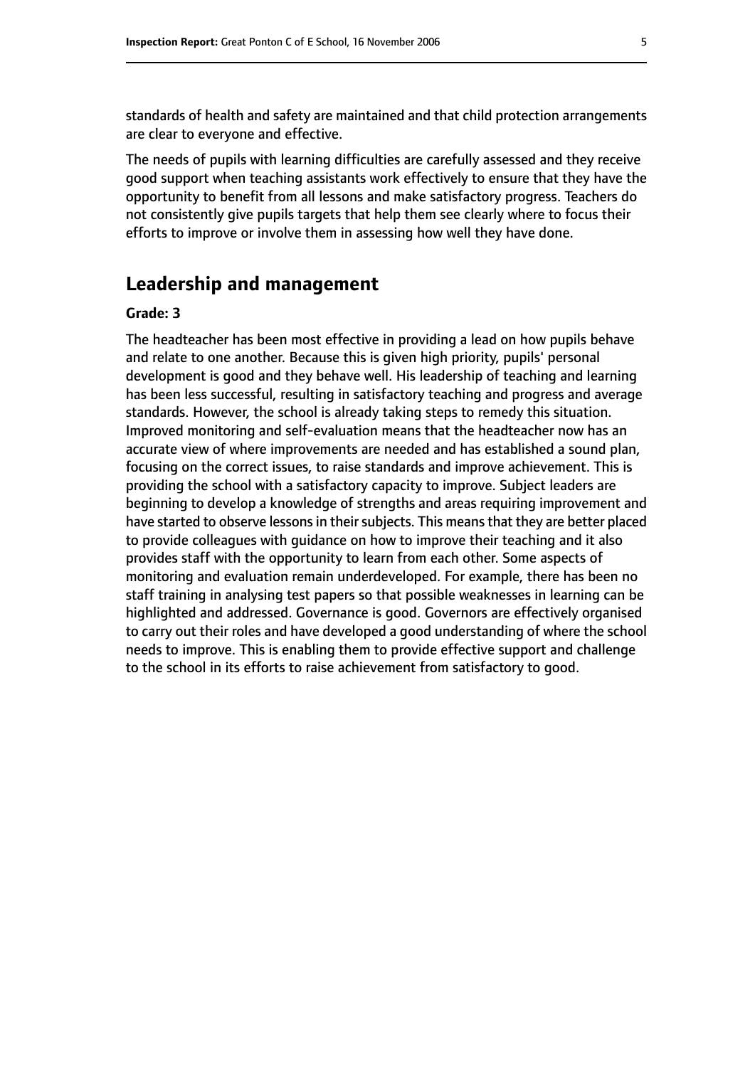standards of health and safety are maintained and that child protection arrangements are clear to everyone and effective.

The needs of pupils with learning difficulties are carefully assessed and they receive good support when teaching assistants work effectively to ensure that they have the opportunity to benefit from all lessons and make satisfactory progress. Teachers do not consistently give pupils targets that help them see clearly where to focus their efforts to improve or involve them in assessing how well they have done.

## Leadership and management

**Grade: 3**

The headteacher has been most effective in providing a lead on how pupils behave and relate to one another. Because this is given high priority, pupils' personal development is good and they behave well. His leadership of teaching and learning has been less successful, resulting in satisfactory teaching and progress and average standards. However, the school is already taking steps to remedy this situation. Improved monitoring and self-evaluation means that the headteacher now has an accurate view of where improvements are needed and has established a sound plan, focusing on the correct issues, to raise standards and improve achievement. This is providing the school with a satisfactory capacity to improve. Subject leaders are beginning to develop a knowledge of strengths and areas requiring improvement and have started to observe lessons in their subjects. This means that they are better placed to provide colleagues with guidance on how to improve their teaching and it also provides staff with the opportunity to learn from each other. Some aspects of monitoring and evaluation remain underdeveloped. For example, there has been no staff training in analysing test papers so that possible weaknesses in learning can be highlighted and addressed. Governance is good. Governors are effectively organised to carry out their roles and have developed a good understanding of where the school needs to improve. This is enabling them to provide effective support and challenge to the school in its efforts to raise achievement from satisfactory to good.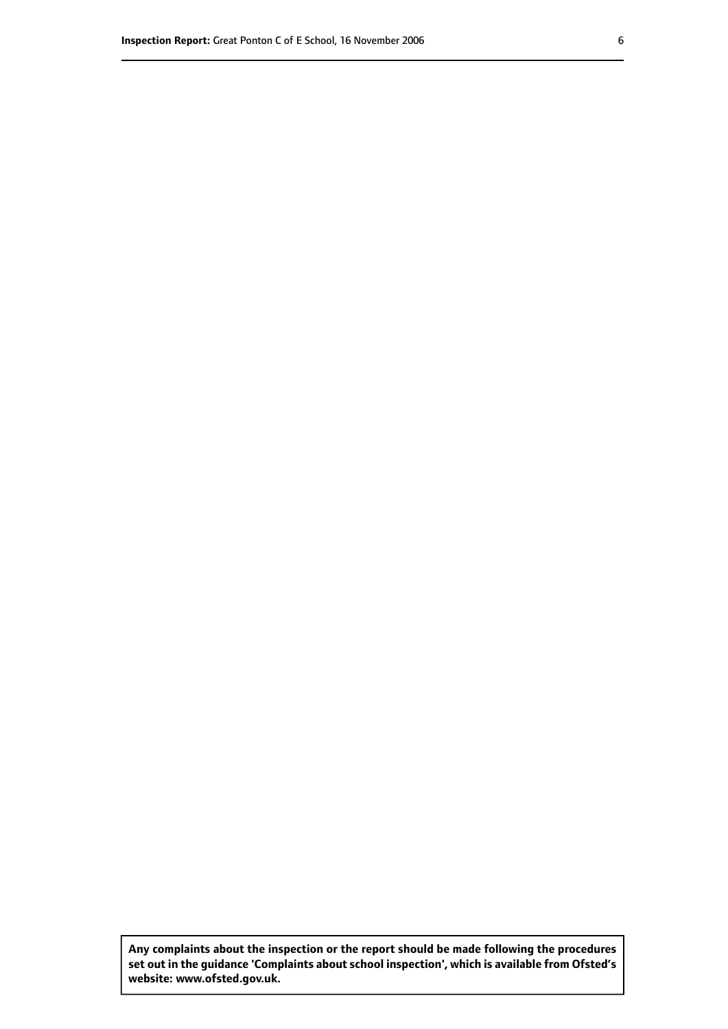**Any complaints about the inspection or the report should be made following the procedures set out in the guidance 'Complaints about school inspection', which is available from Ofsted's website: www.ofsted.gov.uk.**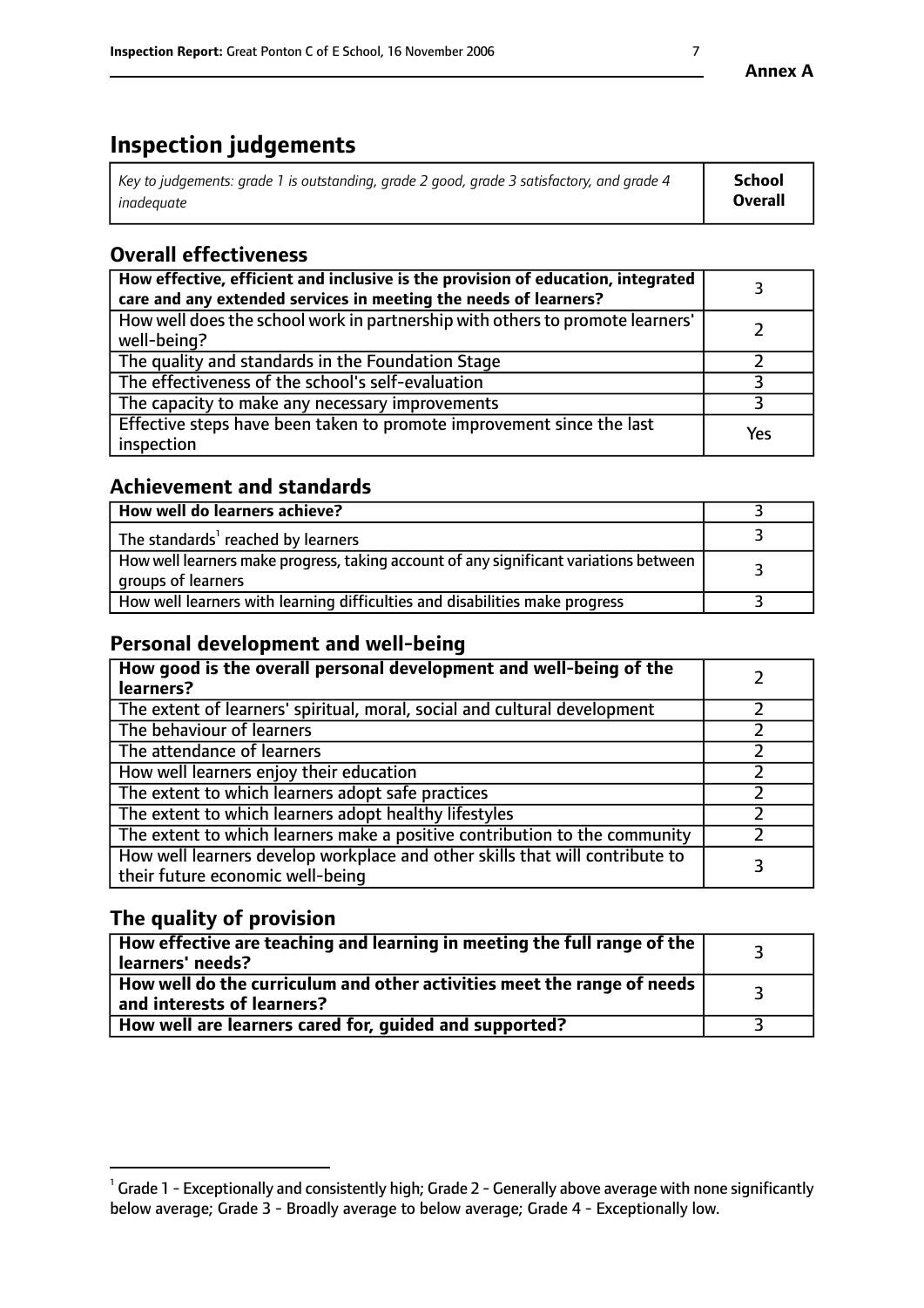# Inspection judgements

| *Key to judgements: grade 1 is outstanding, grade 2 good, grade 3 satisfactory, and grade 4 inadequate* | **School Overall** |
|---|---|

## Overall effectiveness

| | |
|---|---|
| **How effective, efficient and inclusive is the provision of education, integrated care and any extended services in meeting the needs of learners?** | 3 |
| How well does the school work in partnership with others to promote learners' well-being? | 2 |
| The quality and standards in the Foundation Stage | 2 |
| The effectiveness of the school's self-evaluation | 3 |
| The capacity to make any necessary improvements | 3 |
| Effective steps have been taken to promote improvement since the last inspection | Yes |

## Achievement and standards

| | |
|---|---|
| **How well do learners achieve?** | 3 |
| The standards[1] reached by learners | 3 |
| How well learners make progress, taking account of any significant variations between groups of learners | 3 |
| How well learners with learning difficulties and disabilities make progress | 3 |

## Personal development and well-being

| | |
|---|---|
| **How good is the overall personal development and well-being of the learners?** | 2 |
| The extent of learners' spiritual, moral, social and cultural development | 2 |
| The behaviour of learners | 2 |
| The attendance of learners | 2 |
| How well learners enjoy their education | 2 |
| The extent to which learners adopt safe practices | 2 |
| The extent to which learners adopt healthy lifestyles | 2 |
| The extent to which learners make a positive contribution to the community | 2 |
| How well learners develop workplace and other skills that will contribute to their future economic well-being | 3 |

## The quality of provision

| | |
|---|---|
| **How effective are teaching and learning in meeting the full range of the learners' needs?** | 3 |
| **How well do the curriculum and other activities meet the range of needs and interests of learners?** | 3 |
| **How well are learners cared for, guided and supported?** | 3 |

[1] Grade 1 - Exceptionally and consistently high; Grade 2 - Generally above average with none significantly below average; Grade 3 - Broadly average to below average; Grade 4 - Exceptionally low.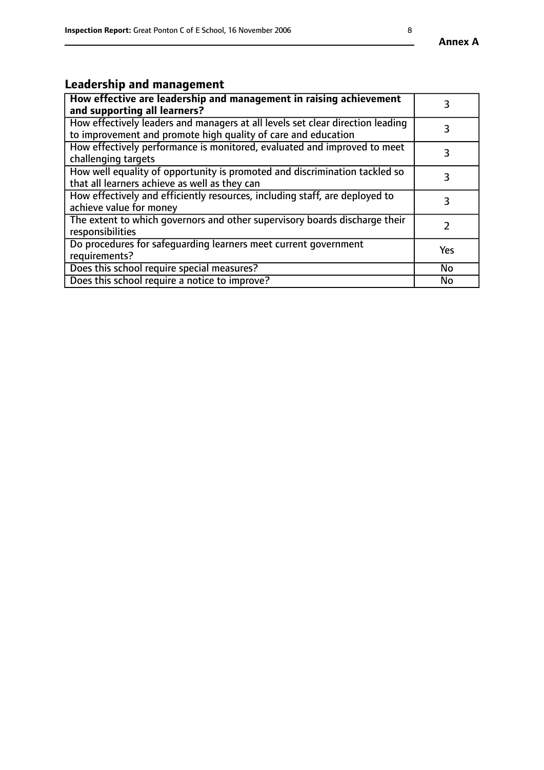## Leadership and management

| | |
|---|---|
| **How effective are leadership and management in raising achievement and supporting all learners?** | 3 |
| How effectively leaders and managers at all levels set clear direction leading to improvement and promote high quality of care and education | 3 |
| How effectively performance is monitored, evaluated and improved to meet challenging targets | 3 |
| How well equality of opportunity is promoted and discrimination tackled so that all learners achieve as well as they can | 3 |
| How effectively and efficiently resources, including staff, are deployed to achieve value for money | 3 |
| The extent to which governors and other supervisory boards discharge their responsibilities | 2 |
| Do procedures for safeguarding learners meet current government requirements? | Yes |
| Does this school require special measures? | No |
| Does this school require a notice to improve? | No |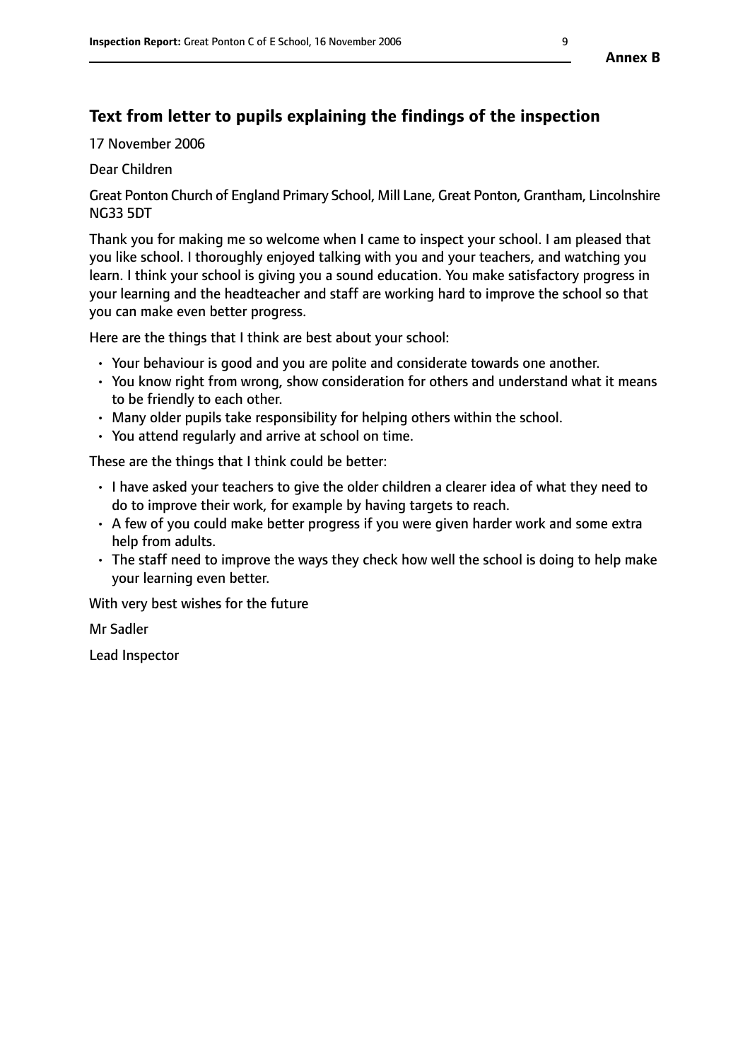## Text from letter to pupils explaining the findings of the inspection

17 November 2006

Dear Children

Great Ponton Church of England Primary School, Mill Lane, Great Ponton, Grantham, Lincolnshire NG33 5DT

Thank you for making me so welcome when I came to inspect your school. I am pleased that you like school. I thoroughly enjoyed talking with you and your teachers, and watching you learn. I think your school is giving you a sound education. You make satisfactory progress in your learning and the headteacher and staff are working hard to improve the school so that you can make even better progress.

Here are the things that I think are best about your school:

- Your behaviour is good and you are polite and considerate towards one another.
- You know right from wrong, show consideration for others and understand what it means to be friendly to each other.
- Many older pupils take responsibility for helping others within the school.
- You attend regularly and arrive at school on time.

These are the things that I think could be better:

- I have asked your teachers to give the older children a clearer idea of what they need to do to improve their work, for example by having targets to reach.
- A few of you could make better progress if you were given harder work and some extra help from adults.
- The staff need to improve the ways they check how well the school is doing to help make your learning even better.

With very best wishes for the future

Mr Sadler

Lead Inspector